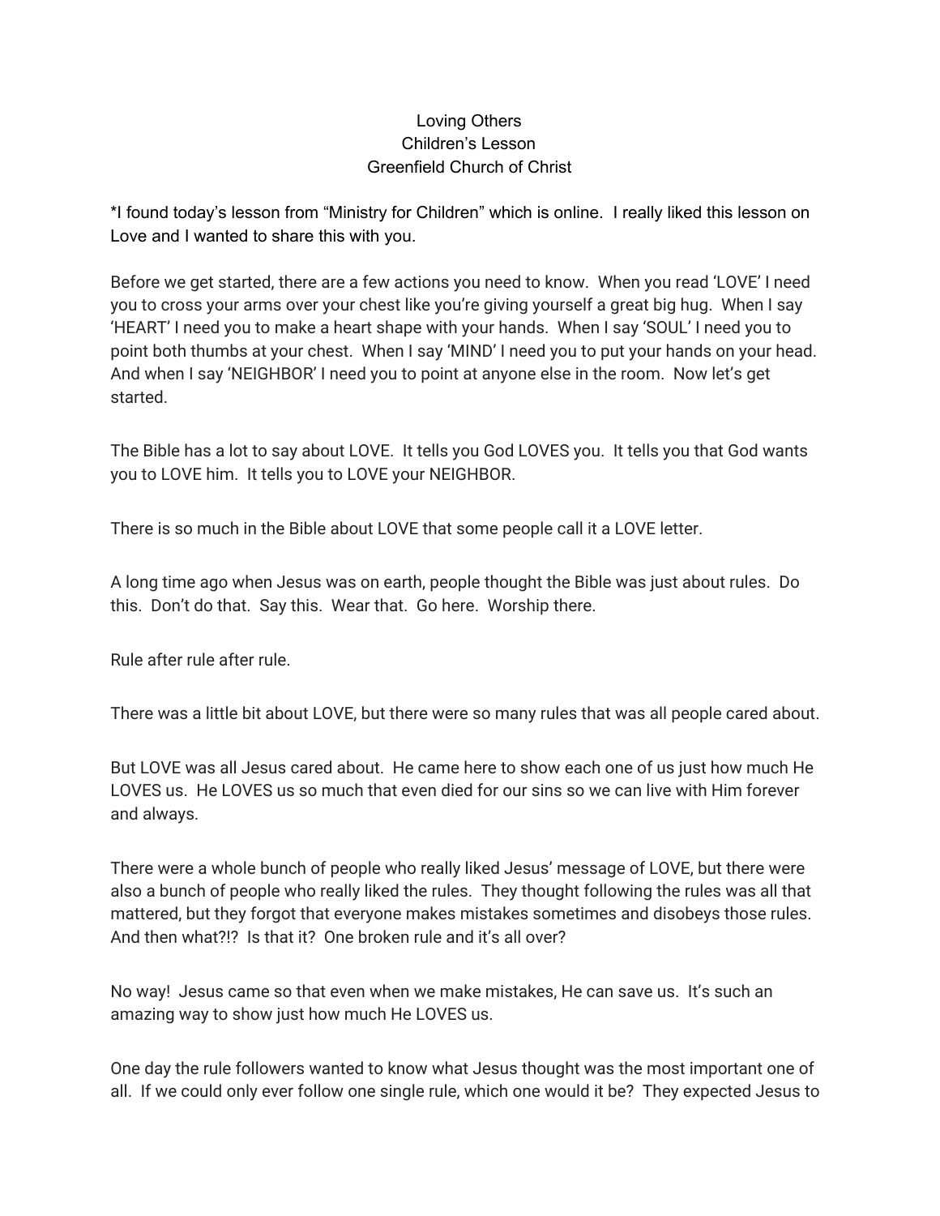# Loving Others
## Children's Lesson
## Greenfield Church of Christ

*I found today's lesson from "Ministry for Children" which is online. I really liked this lesson on Love and I wanted to share this with you.

Before we get started, there are a few actions you need to know. When you read 'LOVE' I need you to cross your arms over your chest like you're giving yourself a great big hug. When I say 'HEART' I need you to make a heart shape with your hands. When I say 'SOUL' I need you to point both thumbs at your chest. When I say 'MIND' I need you to put your hands on your head. And when I say 'NEIGHBOR' I need you to point at anyone else in the room. Now let's get started.

The Bible has a lot to say about LOVE. It tells you God LOVES you. It tells you that God wants you to LOVE him. It tells you to LOVE your NEIGHBOR.

There is so much in the Bible about LOVE that some people call it a LOVE letter.

A long time ago when Jesus was on earth, people thought the Bible was just about rules. Do this. Don't do that. Say this. Wear that. Go here. Worship there.

Rule after rule after rule.

There was a little bit about LOVE, but there were so many rules that was all people cared about.

But LOVE was all Jesus cared about. He came here to show each one of us just how much He LOVES us. He LOVES us so much that even died for our sins so we can live with Him forever and always.

There were a whole bunch of people who really liked Jesus' message of LOVE, but there were also a bunch of people who really liked the rules. They thought following the rules was all that mattered, but they forgot that everyone makes mistakes sometimes and disobeys those rules. And then what?!? Is that it? One broken rule and it's all over?

No way! Jesus came so that even when we make mistakes, He can save us. It's such an amazing way to show just how much He LOVES us.

One day the rule followers wanted to know what Jesus thought was the most important one of all. If we could only ever follow one single rule, which one would it be? They expected Jesus to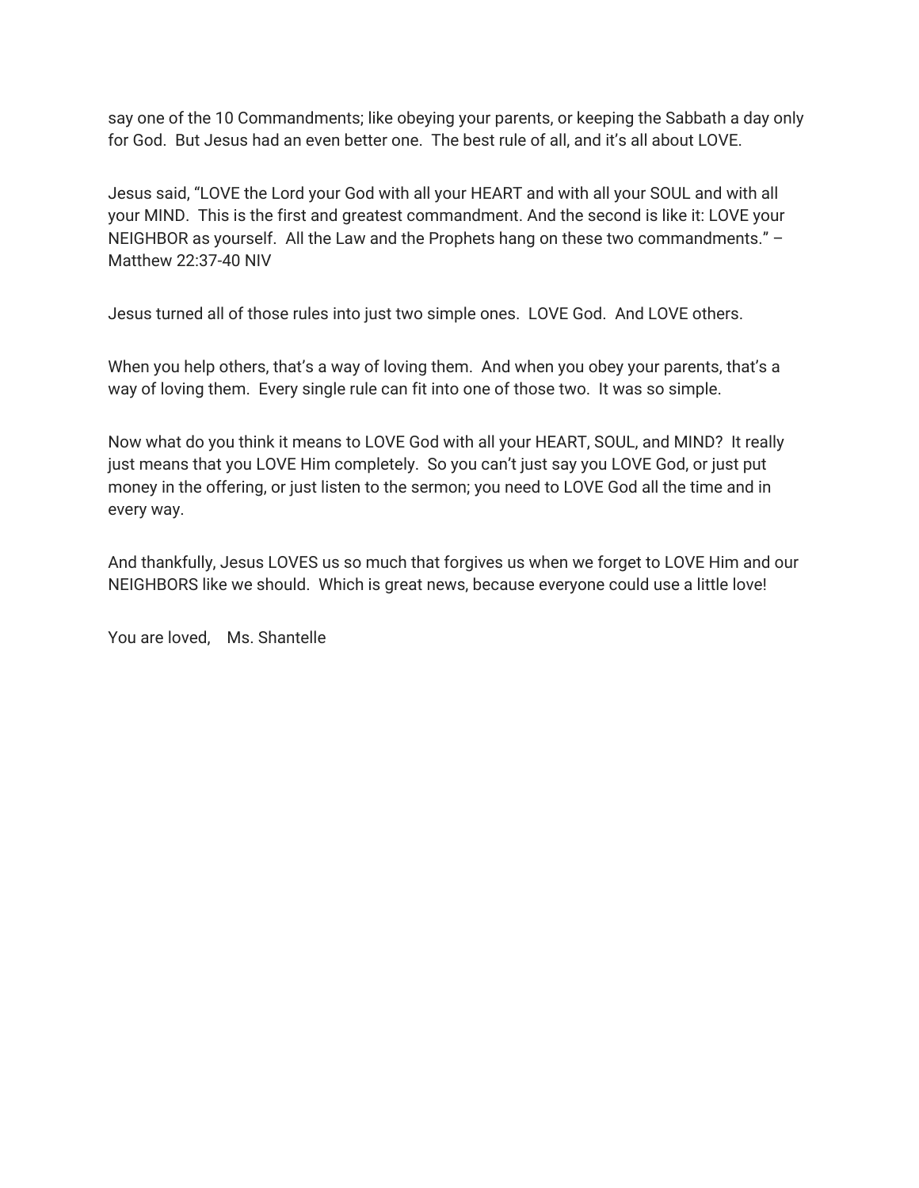say one of the 10 Commandments; like obeying your parents, or keeping the Sabbath a day only for God. But Jesus had an even better one. The best rule of all, and it's all about LOVE.

Jesus said, "LOVE the Lord your God with all your HEART and with all your SOUL and with all your MIND. This is the first and greatest commandment. And the second is like it: LOVE your NEIGHBOR as yourself. All the Law and the Prophets hang on these two commandments." – Matthew 22:37-40 NIV

Jesus turned all of those rules into just two simple ones. LOVE God. And LOVE others.

When you help others, that's a way of loving them. And when you obey your parents, that's a way of loving them. Every single rule can fit into one of those two. It was so simple.

Now what do you think it means to LOVE God with all your HEART, SOUL, and MIND? It really just means that you LOVE Him completely. So you can't just say you LOVE God, or just put money in the offering, or just listen to the sermon; you need to LOVE God all the time and in every way.

And thankfully, Jesus LOVES us so much that forgives us when we forget to LOVE Him and our NEIGHBORS like we should. Which is great news, because everyone could use a little love!

You are loved, Ms. Shantelle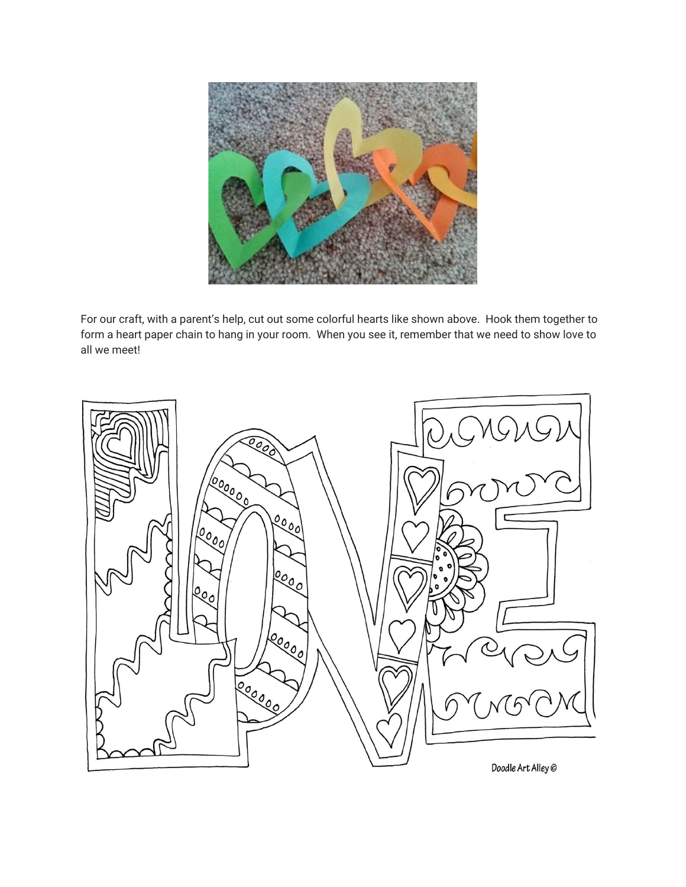For our craft, with a parent's help, cut out some colorful hearts like shown above. Hook them together to form a heart paper chain to hang in your room. When you see it, remember that we need to show love to all we meet!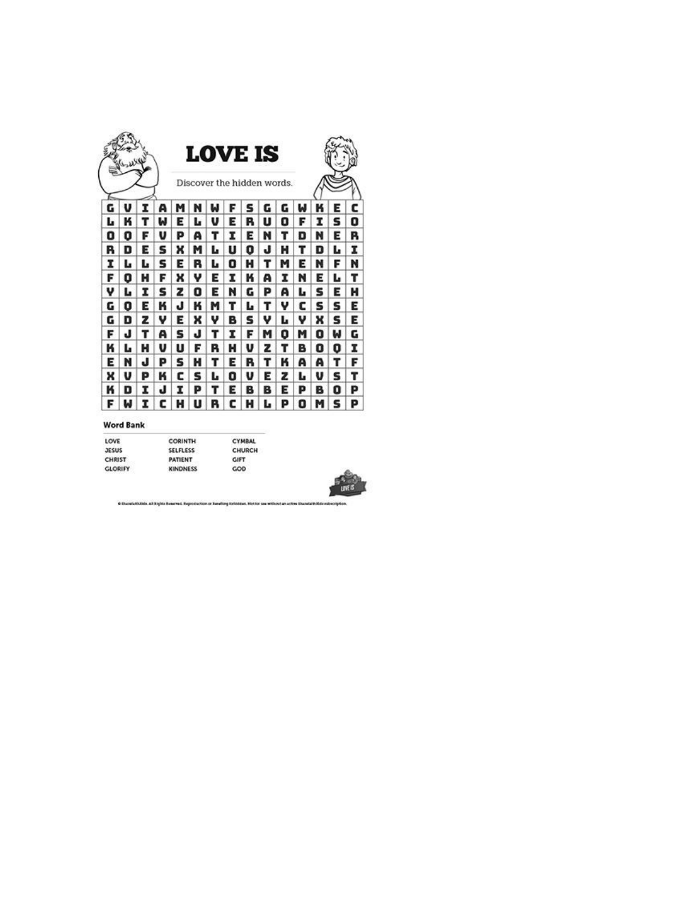# LOVE IS

Discover the hidden words.

| | | | | | | | | | | | | | | |
|---|---|---|---|---|---|---|---|---|---|---|---|---|---|---|
| G | V | I | A | M | N | W | F | S | G | G | W | K | E | C |
| L | K | T | W | E | L | V | E | R | U | O | F | I | S | O |
| O | Q | F | V | P | A | T | I | E | N | T | D | N | E | R |
| R | D | E | S | X | M | L | U | Q | J | H | T | D | L | I |
| I | L | L | S | E | R | L | O | H | T | M | E | N | F | N |
| F | Q | H | F | X | Y | E | I | K | A | I | N | E | L | T |
| Y | L | I | S | Z | O | E | N | G | P | A | L | S | E | H |
| G | Q | E | K | J | K | M | T | L | T | Y | C | S | S | E |
| G | D | Z | Y | E | X | Y | B | S | Y | L | Y | X | S | E |
| F | J | T | A | S | J | T | I | F | M | Q | M | O | W | G |
| K | L | H | V | U | F | R | H | V | Z | T | B | O | Q | I |
| E | N | J | P | S | H | T | E | R | T | K | A | A | T | F |
| X | V | P | K | C | S | L | O | V | E | Z | L | V | S | T |
| K | D | I | J | I | P | T | E | B | B | E | P | B | O | P |
| F | W | I | C | H | U | R | C | H | L | P | O | M | S | P |

**Word Bank**

| | | |
|---|---|---|
| LOVE | CORINTH | CYMBAL |
| JESUS | SELFLESS | CHURCH |
| CHRIST | PATIENT | GIFT |
| GLORIFY | KINDNESS | GOD |

© SharefaithKids. All Rights Reserved. Reproduction or Reselling forbidden. Not for use without an active SharefaithKids subscription.